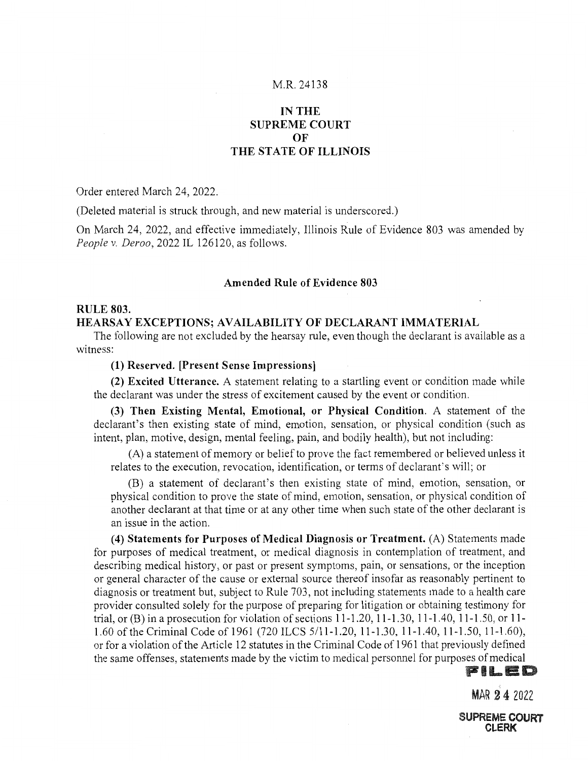M.R. 24138

**IN THE**
**SUPREME COURT**
**OF**
**THE STATE OF ILLINOIS**

Order entered March 24, 2022.

(Deleted material is struck through, and new material is underscored.)

On March 24, 2022, and effective immediately, Illinois Rule of Evidence 803 was amended by *People v. Deroo*, 2022 IL 126120, as follows.

### Amended Rule of Evidence 803

**RULE 803.**
**HEARSAY EXCEPTIONS; AVAILABILITY OF DECLARANT IMMATERIAL**

The following are not excluded by the hearsay rule, even though the declarant is available as a witness:

**(1) Reserved. [Present Sense Impressions]**

**(2) Excited Utterance.** A statement relating to a startling event or condition made while the declarant was under the stress of excitement caused by the event or condition.

**(3) Then Existing Mental, Emotional, or Physical Condition.** A statement of the declarant's then existing state of mind, emotion, sensation, or physical condition (such as intent, plan, motive, design, mental feeling, pain, and bodily health), but not including:

(A) a statement of memory or belief to prove the fact remembered or believed unless it relates to the execution, revocation, identification, or terms of declarant's will; or

(B) a statement of declarant's then existing state of mind, emotion, sensation, or physical condition to prove the state of mind, emotion, sensation, or physical condition of another declarant at that time or at any other time when such state of the other declarant is an issue in the action.

**(4) Statements for Purposes of Medical Diagnosis or Treatment.** (A) Statements made for purposes of medical treatment, or medical diagnosis in contemplation of treatment, and describing medical history, or past or present symptoms, pain, or sensations, or the inception or general character of the cause or external source thereof insofar as reasonably pertinent to diagnosis or treatment but, subject to Rule 703, not including statements made to a health care provider consulted solely for the purpose of preparing for litigation or obtaining testimony for trial, or (B) in a prosecution for violation of sections 11-1.20, 11-1.30, 11-1.40, 11-1.50, or 11-1.60 of the Criminal Code of 1961 (720 ILCS 5/11-1.20, 11-1.30, 11-1.40, 11-1.50, 11-1.60), or for a violation of the Article 12 statutes in the Criminal Code of 1961 that previously defined the same offenses, statements made by the victim to medical personnel for purposes of medical

FILED

MAR 24 2022

SUPREME COURT
CLERK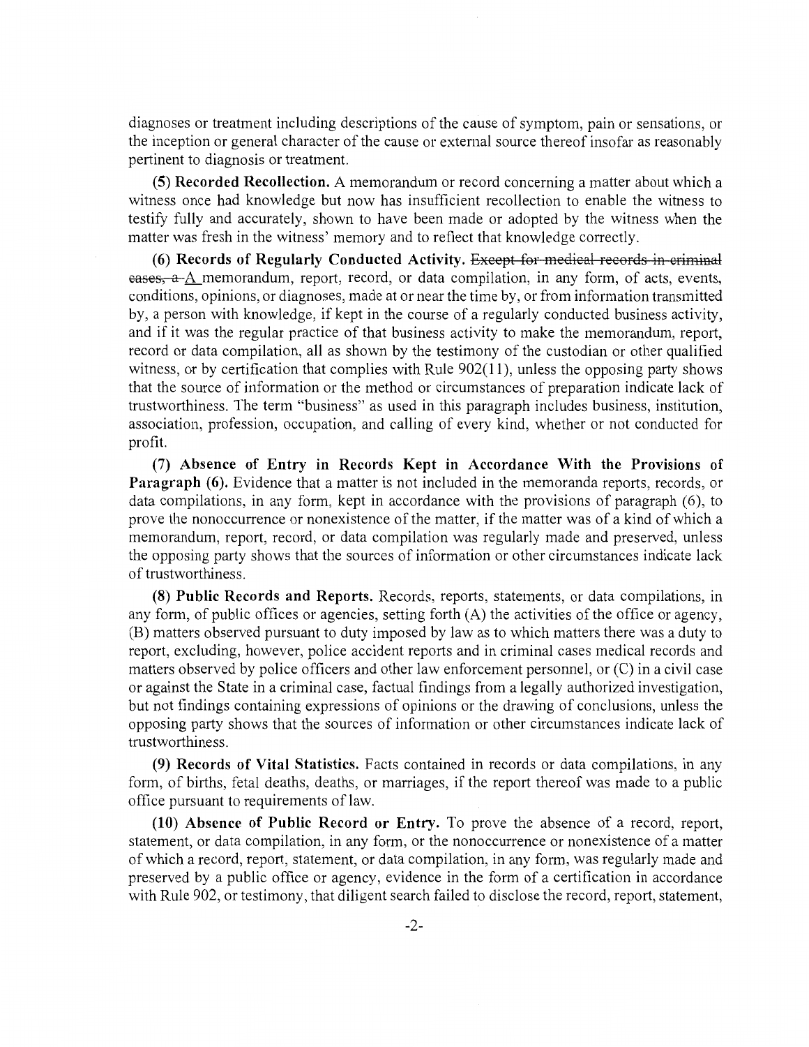diagnoses or treatment including descriptions of the cause of symptom, pain or sensations, or the inception or general character of the cause or external source thereof insofar as reasonably pertinent to diagnosis or treatment.

**(5) Recorded Recollection.** A memorandum or record concerning a matter about which a witness once had knowledge but now has insufficient recollection to enable the witness to testify fully and accurately, shown to have been made or adopted by the witness when the matter was fresh in the witness' memory and to reflect that knowledge correctly.

**(6) Records of Regularly Conducted Activity.** ~~Except for medical records in criminal cases, a~~ A memorandum, report, record, or data compilation, in any form, of acts, events, conditions, opinions, or diagnoses, made at or near the time by, or from information transmitted by, a person with knowledge, if kept in the course of a regularly conducted business activity, and if it was the regular practice of that business activity to make the memorandum, report, record or data compilation, all as shown by the testimony of the custodian or other qualified witness, or by certification that complies with Rule 902(11), unless the opposing party shows that the source of information or the method or circumstances of preparation indicate lack of trustworthiness. The term "business" as used in this paragraph includes business, institution, association, profession, occupation, and calling of every kind, whether or not conducted for profit.

**(7) Absence of Entry in Records Kept in Accordance With the Provisions of Paragraph (6).** Evidence that a matter is not included in the memoranda reports, records, or data compilations, in any form, kept in accordance with the provisions of paragraph (6), to prove the nonoccurrence or nonexistence of the matter, if the matter was of a kind of which a memorandum, report, record, or data compilation was regularly made and preserved, unless the opposing party shows that the sources of information or other circumstances indicate lack of trustworthiness.

**(8) Public Records and Reports.** Records, reports, statements, or data compilations, in any form, of public offices or agencies, setting forth (A) the activities of the office or agency, (B) matters observed pursuant to duty imposed by law as to which matters there was a duty to report, excluding, however, police accident reports and in criminal cases medical records and matters observed by police officers and other law enforcement personnel, or (C) in a civil case or against the State in a criminal case, factual findings from a legally authorized investigation, but not findings containing expressions of opinions or the drawing of conclusions, unless the opposing party shows that the sources of information or other circumstances indicate lack of trustworthiness.

**(9) Records of Vital Statistics.** Facts contained in records or data compilations, in any form, of births, fetal deaths, deaths, or marriages, if the report thereof was made to a public office pursuant to requirements of law.

**(10) Absence of Public Record or Entry.** To prove the absence of a record, report, statement, or data compilation, in any form, or the nonoccurrence or nonexistence of a matter of which a record, report, statement, or data compilation, in any form, was regularly made and preserved by a public office or agency, evidence in the form of a certification in accordance with Rule 902, or testimony, that diligent search failed to disclose the record, report, statement,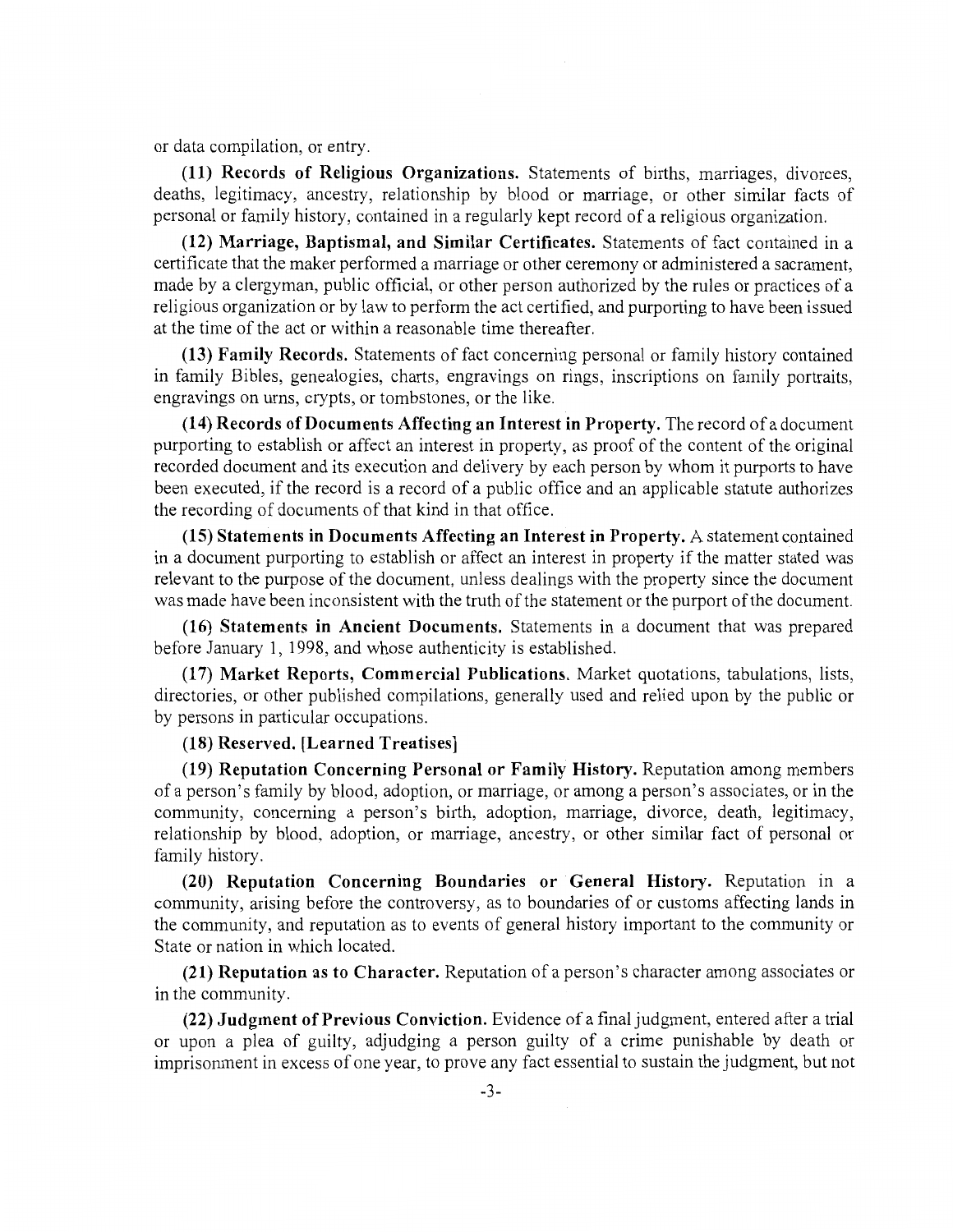or data compilation, or entry.

**(11) Records of Religious Organizations.** Statements of births, marriages, divorces, deaths, legitimacy, ancestry, relationship by blood or marriage, or other similar facts of personal or family history, contained in a regularly kept record of a religious organization.

**(12) Marriage, Baptismal, and Similar Certificates.** Statements of fact contained in a certificate that the maker performed a marriage or other ceremony or administered a sacrament, made by a clergyman, public official, or other person authorized by the rules or practices of a religious organization or by law to perform the act certified, and purporting to have been issued at the time of the act or within a reasonable time thereafter.

**(13) Family Records.** Statements of fact concerning personal or family history contained in family Bibles, genealogies, charts, engravings on rings, inscriptions on family portraits, engravings on urns, crypts, or tombstones, or the like.

**(14) Records of Documents Affecting an Interest in Property.** The record of a document purporting to establish or affect an interest in property, as proof of the content of the original recorded document and its execution and delivery by each person by whom it purports to have been executed, if the record is a record of a public office and an applicable statute authorizes the recording of documents of that kind in that office.

**(15) Statements in Documents Affecting an Interest in Property.** A statement contained in a document purporting to establish or affect an interest in property if the matter stated was relevant to the purpose of the document, unless dealings with the property since the document was made have been inconsistent with the truth of the statement or the purport of the document.

**(16) Statements in Ancient Documents.** Statements in a document that was prepared before January 1, 1998, and whose authenticity is established.

**(17) Market Reports, Commercial Publications.** Market quotations, tabulations, lists, directories, or other published compilations, generally used and relied upon by the public or by persons in particular occupations.

**(18) Reserved. [Learned Treatises]**

**(19) Reputation Concerning Personal or Family History.** Reputation among members of a person's family by blood, adoption, or marriage, or among a person's associates, or in the community, concerning a person's birth, adoption, marriage, divorce, death, legitimacy, relationship by blood, adoption, or marriage, ancestry, or other similar fact of personal or family history.

**(20) Reputation Concerning Boundaries or General History.** Reputation in a community, arising before the controversy, as to boundaries of or customs affecting lands in the community, and reputation as to events of general history important to the community or State or nation in which located.

**(21) Reputation as to Character.** Reputation of a person's character among associates or in the community.

**(22) Judgment of Previous Conviction.** Evidence of a final judgment, entered after a trial or upon a plea of guilty, adjudging a person guilty of a crime punishable by death or imprisonment in excess of one year, to prove any fact essential to sustain the judgment, but not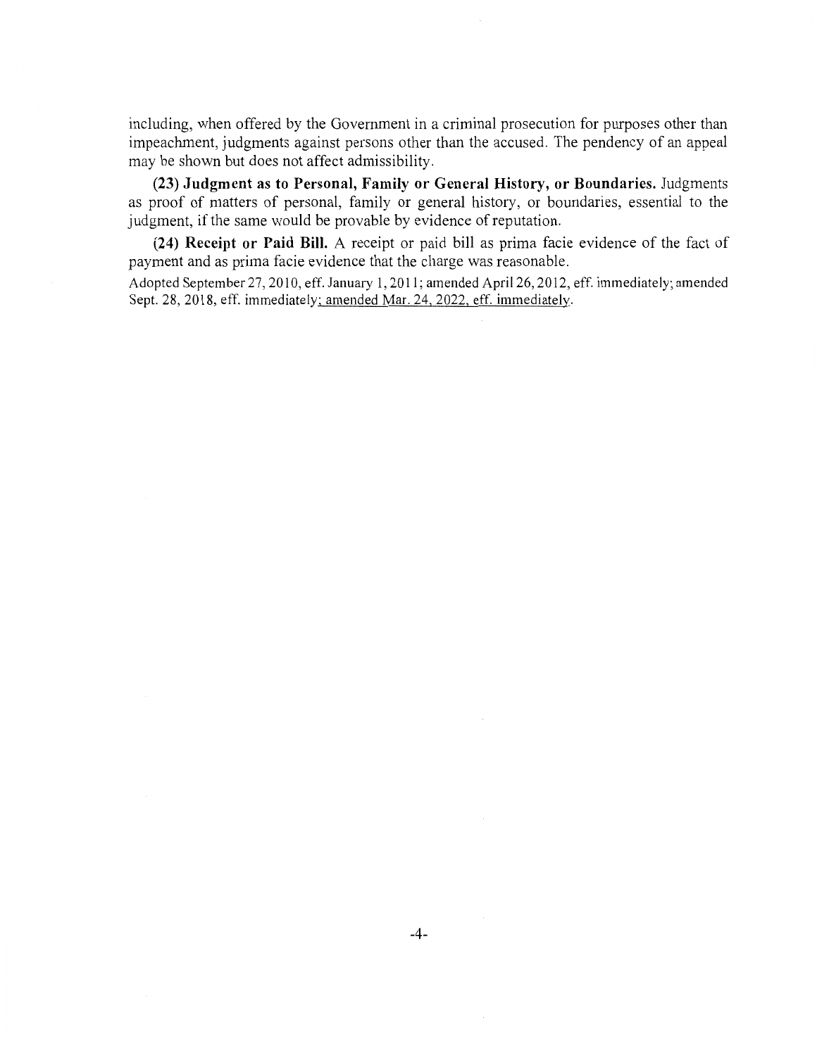including, when offered by the Government in a criminal prosecution for purposes other than impeachment, judgments against persons other than the accused. The pendency of an appeal may be shown but does not affect admissibility.

**(23) Judgment as to Personal, Family or General History, or Boundaries.** Judgments as proof of matters of personal, family or general history, or boundaries, essential to the judgment, if the same would be provable by evidence of reputation.

**(24) Receipt or Paid Bill.** A receipt or paid bill as prima facie evidence of the fact of payment and as prima facie evidence that the charge was reasonable.

Adopted September 27, 2010, eff. January 1, 2011; amended April 26, 2012, eff. immediately; amended Sept. 28, 2018, eff. immediately; amended Mar. 24, 2022, eff. immediately.